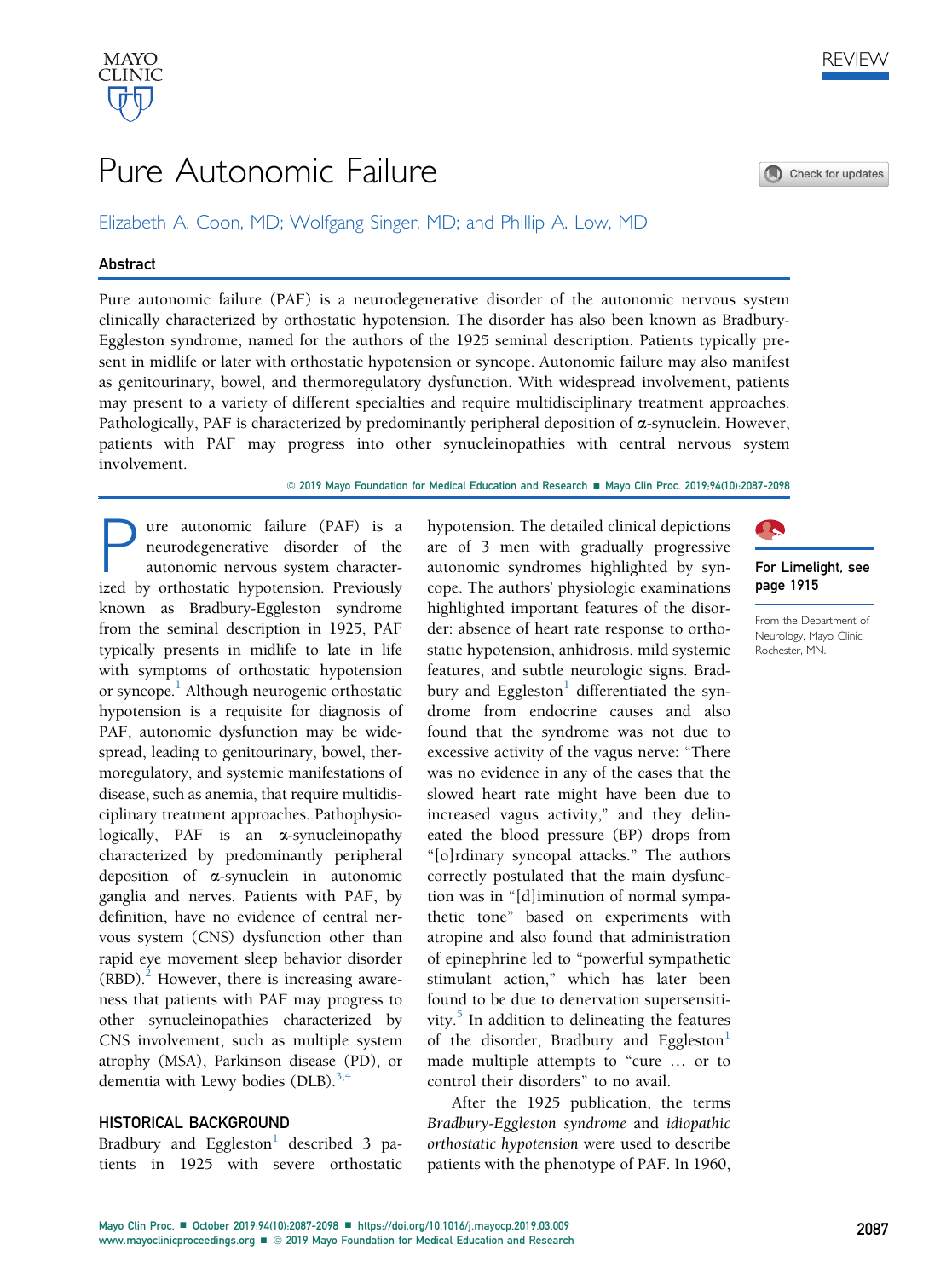REVIEW

# Pure Autonomic Failure

Elizabeth A. Coon, MD; Wolfgang Singer, MD; and Phillip A. Low, MD

## Abstract

Pure autonomic failure (PAF) is a neurodegenerative disorder of the autonomic nervous system clinically characterized by orthostatic hypotension. The disorder has also been known as Bradbury-Eggleston syndrome, named for the authors of the 1925 seminal description. Patients typically present in midlife or later with orthostatic hypotension or syncope. Autonomic failure may also manifest as genitourinary, bowel, and thermoregulatory dysfunction. With widespread involvement, patients may present to a variety of different specialties and require multidisciplinary treatment approaches. Pathologically, PAF is characterized by predominantly peripheral deposition of α-synuclein. However, patients with PAF may progress into other synucleinopathies with central nervous system involvement.

© 2019 Mayo Foundation for Medical Education and Research ■ Mayo Clin Proc. 2019;94(10):2087-2098

For Limelight, see page 1915

From the Department of Neurology, Mayo Clinic, Rochester, MN.

Pure autonomic failure (PAF) is a neurodegenerative disorder of the autonomic nervous system characterized by orthostatic hypotension. Previously known as Bradbury-Eggleston syndrome from the seminal description in 1925, PAF typically presents in midlife to late in life with symptoms of orthostatic hypotension or syncope.[1] Although neurogenic orthostatic hypotension is a requisite for diagnosis of PAF, autonomic dysfunction may be widespread, leading to genitourinary, bowel, thermoregulatory, and systemic manifestations of disease, such as anemia, that require multidisciplinary treatment approaches. Pathophysiologically, PAF is an α-synucleinopathy characterized by predominantly peripheral deposition of α-synuclein in autonomic ganglia and nerves. Patients with PAF, by definition, have no evidence of central nervous system (CNS) dysfunction other than rapid eye movement sleep behavior disorder (RBD).[2] However, there is increasing awareness that patients with PAF may progress to other synucleinopathies characterized by CNS involvement, such as multiple system atrophy (MSA), Parkinson disease (PD), or dementia with Lewy bodies (DLB).[3,4]

## HISTORICAL BACKGROUND

Bradbury and Eggleston[1] described 3 patients in 1925 with severe orthostatic hypotension. The detailed clinical depictions are of 3 men with gradually progressive autonomic syndromes highlighted by syncope. The authors' physiologic examinations highlighted important features of the disorder: absence of heart rate response to orthostatic hypotension, anhidrosis, mild systemic features, and subtle neurologic signs. Bradbury and Eggleston[1] differentiated the syndrome from endocrine causes and also found that the syndrome was not due to excessive activity of the vagus nerve: "There was no evidence in any of the cases that the slowed heart rate might have been due to increased vagus activity," and they delineated the blood pressure (BP) drops from "[o]rdinary syncopal attacks." The authors correctly postulated that the main dysfunction was in "[d]iminution of normal sympathetic tone" based on experiments with atropine and also found that administration of epinephrine led to "powerful sympathetic stimulant action," which has later been found to be due to denervation supersensitivity.[5] In addition to delineating the features of the disorder, Bradbury and Eggleston[1] made multiple attempts to "cure … or to control their disorders" to no avail.

After the 1925 publication, the terms *Bradbury-Eggleston syndrome* and *idiopathic orthostatic hypotension* were used to describe patients with the phenotype of PAF. In 1960,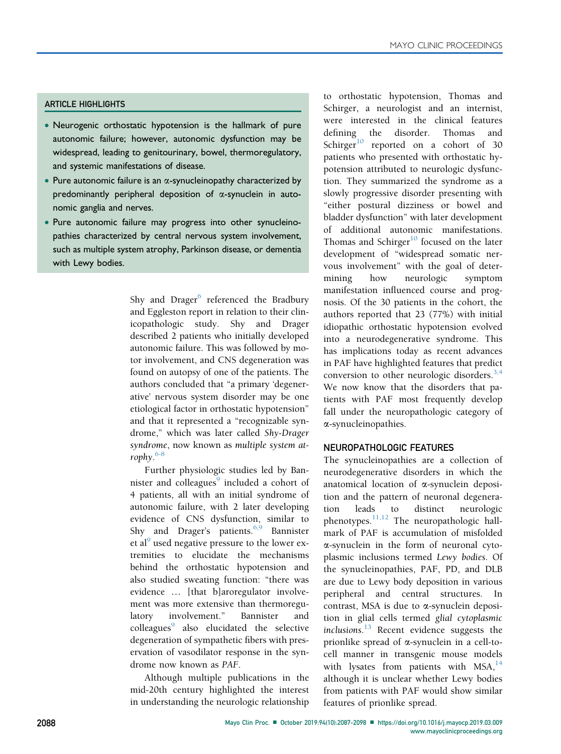## ARTICLE HIGHLIGHTS

- Neurogenic orthostatic hypotension is the hallmark of pure autonomic failure; however, autonomic dysfunction may be widespread, leading to genitourinary, bowel, thermoregulatory, and systemic manifestations of disease.
- Pure autonomic failure is an α-synucleinopathy characterized by predominantly peripheral deposition of α-synuclein in autonomic ganglia and nerves.
- Pure autonomic failure may progress into other synucleinopathies characterized by central nervous system involvement, such as multiple system atrophy, Parkinson disease, or dementia with Lewy bodies.

Shy and Drager[6] referenced the Bradbury and Eggleston report in relation to their clinicopathologic study. Shy and Drager described 2 patients who initially developed autonomic failure. This was followed by motor involvement, and CNS degeneration was found on autopsy of one of the patients. The authors concluded that "a primary 'degenerative' nervous system disorder may be one etiological factor in orthostatic hypotension" and that it represented a "recognizable syndrome," which was later called *Shy-Drager syndrome*, now known as *multiple system atrophy*.[6-8]

Further physiologic studies led by Bannister and colleagues[9] included a cohort of 4 patients, all with an initial syndrome of autonomic failure, with 2 later developing evidence of CNS dysfunction, similar to Shy and Drager's patients.[6,9] Bannister et al[9] used negative pressure to the lower extremities to elucidate the mechanisms behind the orthostatic hypotension and also studied sweating function: "there was evidence … [that b]aroregulator involvement was more extensive than thermoregulatory involvement." Bannister and colleagues[9] also elucidated the selective degeneration of sympathetic fibers with preservation of vasodilator response in the syndrome now known as *PAF*.

Although multiple publications in the mid-20th century highlighted the interest in understanding the neurologic relationship to orthostatic hypotension, Thomas and Schirger, a neurologist and an internist, were interested in the clinical features defining the disorder. Thomas and Schirger[10] reported on a cohort of 30 patients who presented with orthostatic hypotension attributed to neurologic dysfunction. They summarized the syndrome as a slowly progressive disorder presenting with "either postural dizziness or bowel and bladder dysfunction" with later development of additional autonomic manifestations. Thomas and Schirger[10] focused on the later development of "widespread somatic nervous involvement" with the goal of determining how neurologic symptom manifestation influenced course and prognosis. Of the 30 patients in the cohort, the authors reported that 23 (77%) with initial idiopathic orthostatic hypotension evolved into a neurodegenerative syndrome. This has implications today as recent advances in PAF have highlighted features that predict conversion to other neurologic disorders.[3,4] We now know that the disorders that patients with PAF most frequently develop fall under the neuropathologic category of α-synucleinopathies.

## NEUROPATHOLOGIC FEATURES

The synucleinopathies are a collection of neurodegenerative disorders in which the anatomical location of α-synuclein deposition and the pattern of neuronal degeneration leads to distinct neurologic phenotypes.[11,12] The neuropathologic hallmark of PAF is accumulation of misfolded α-synuclein in the form of neuronal cytoplasmic inclusions termed *Lewy bodies*. Of the synucleinopathies, PAF, PD, and DLB are due to Lewy body deposition in various peripheral and central structures. In contrast, MSA is due to α-synuclein deposition in glial cells termed *glial cytoplasmic inclusions*.[13] Recent evidence suggests the prionlike spread of α-synuclein in a cell-to-cell manner in transgenic mouse models with lysates from patients with MSA,[14] although it is unclear whether Lewy bodies from patients with PAF would show similar features of prionlike spread.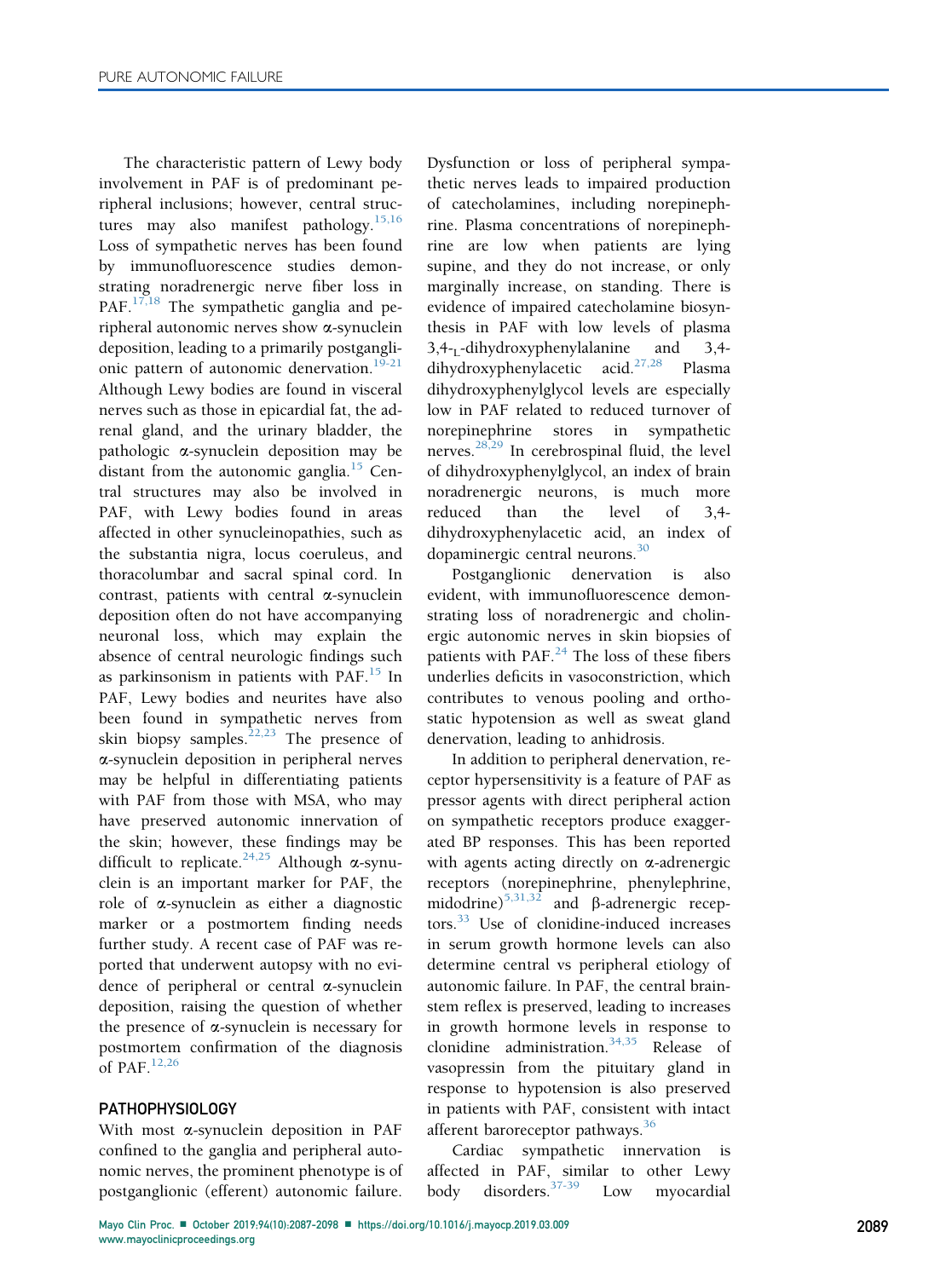The characteristic pattern of Lewy body involvement in PAF is of predominant peripheral inclusions; however, central structures may also manifest pathology.[15,16] Loss of sympathetic nerves has been found by immunofluorescence studies demonstrating noradrenergic nerve fiber loss in PAF.[17,18] The sympathetic ganglia and peripheral autonomic nerves show α-synuclein deposition, leading to a primarily postganglionic pattern of autonomic denervation.[19-21] Although Lewy bodies are found in visceral nerves such as those in epicardial fat, the adrenal gland, and the urinary bladder, the pathologic α-synuclein deposition may be distant from the autonomic ganglia.[15] Central structures may also be involved in PAF, with Lewy bodies found in areas affected in other synucleinopathies, such as the substantia nigra, locus coeruleus, and thoracolumbar and sacral spinal cord. In contrast, patients with central α-synuclein deposition often do not have accompanying neuronal loss, which may explain the absence of central neurologic findings such as parkinsonism in patients with PAF.[15] In PAF, Lewy bodies and neurites have also been found in sympathetic nerves from skin biopsy samples.[22,23] The presence of α-synuclein deposition in peripheral nerves may be helpful in differentiating patients with PAF from those with MSA, who may have preserved autonomic innervation of the skin; however, these findings may be difficult to replicate.[24,25] Although α-synuclein is an important marker for PAF, the role of α-synuclein as either a diagnostic marker or a postmortem finding needs further study. A recent case of PAF was reported that underwent autopsy with no evidence of peripheral or central α-synuclein deposition, raising the question of whether the presence of α-synuclein is necessary for postmortem confirmation of the diagnosis of PAF.[12,26]

## PATHOPHYSIOLOGY

With most α-synuclein deposition in PAF confined to the ganglia and peripheral autonomic nerves, the prominent phenotype is of postganglionic (efferent) autonomic failure. Dysfunction or loss of peripheral sympathetic nerves leads to impaired production of catecholamines, including norepinephrine. Plasma concentrations of norepinephrine are low when patients are lying supine, and they do not increase, or only marginally increase, on standing. There is evidence of impaired catecholamine biosynthesis in PAF with low levels of plasma 3,4-$_L$-dihydroxyphenylalanine and 3,4-dihydroxyphenylacetic acid.[27,28] Plasma dihydroxyphenylglycol levels are especially low in PAF related to reduced turnover of norepinephrine stores in sympathetic nerves.[28,29] In cerebrospinal fluid, the level of dihydroxyphenylglycol, an index of brain noradrenergic neurons, is much more reduced than the level of 3,4-dihydroxyphenylacetic acid, an index of dopaminergic central neurons.[30]

Postganglionic denervation is also evident, with immunofluorescence demonstrating loss of noradrenergic and cholinergic autonomic nerves in skin biopsies of patients with PAF.[24] The loss of these fibers underlies deficits in vasoconstriction, which contributes to venous pooling and orthostatic hypotension as well as sweat gland denervation, leading to anhidrosis.

In addition to peripheral denervation, receptor hypersensitivity is a feature of PAF as pressor agents with direct peripheral action on sympathetic receptors produce exaggerated BP responses. This has been reported with agents acting directly on α-adrenergic receptors (norepinephrine, phenylephrine, midodrine)[5,31,32] and β-adrenergic receptors.[33] Use of clonidine-induced increases in serum growth hormone levels can also determine central vs peripheral etiology of autonomic failure. In PAF, the central brainstem reflex is preserved, leading to increases in growth hormone levels in response to clonidine administration.[34,35] Release of vasopressin from the pituitary gland in response to hypotension is also preserved in patients with PAF, consistent with intact afferent baroreceptor pathways.[36]

Cardiac sympathetic innervation is affected in PAF, similar to other Lewy body disorders.[37-39] Low myocardial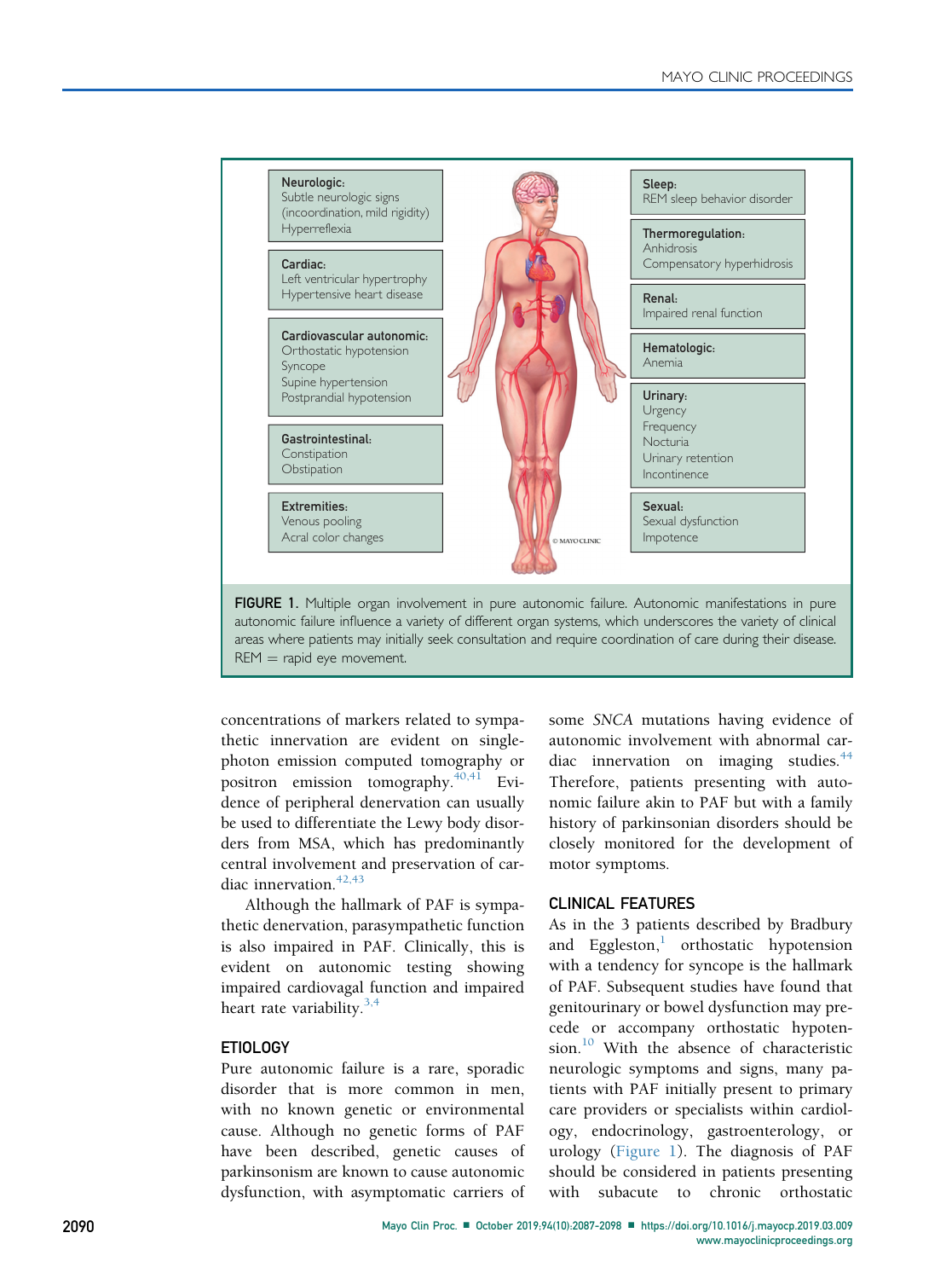Neurologic:
Subtle neurologic signs (incoordination, mild rigidity)
Hyperreflexia

Cardiac:
Left ventricular hypertrophy
Hypertensive heart disease

Cardiovascular autonomic:
Orthostatic hypotension
Syncope
Supine hypertension
Postprandial hypotension

Gastrointestinal:
Constipation
Obstipation

Extremities:
Venous pooling
Acral color changes

Sleep:
REM sleep behavior disorder

Thermoregulation:
Anhidrosis
Compensatory hyperhidrosis

Renal:
Impaired renal function

Hematologic:
Anemia

Urinary:
Urgency
Frequency
Nocturia
Urinary retention
Incontinence

Sexual:
Sexual dysfunction
Impotence

**FIGURE 1.** Multiple organ involvement in pure autonomic failure. Autonomic manifestations in pure autonomic failure influence a variety of different organ systems, which underscores the variety of clinical areas where patients may initially seek consultation and require coordination of care during their disease. REM = rapid eye movement.

concentrations of markers related to sympathetic innervation are evident on single-photon emission computed tomography or positron emission tomography.[40,41] Evidence of peripheral denervation can usually be used to differentiate the Lewy body disorders from MSA, which has predominantly central involvement and preservation of cardiac innervation.[42,43]

Although the hallmark of PAF is sympathetic denervation, parasympathetic function is also impaired in PAF. Clinically, this is evident on autonomic testing showing impaired cardiovagal function and impaired heart rate variability.[3,4]

## ETIOLOGY

Pure autonomic failure is a rare, sporadic disorder that is more common in men, with no known genetic or environmental cause. Although no genetic forms of PAF have been described, genetic causes of parkinsonism are known to cause autonomic dysfunction, with asymptomatic carriers of some *SNCA* mutations having evidence of autonomic involvement with abnormal cardiac innervation on imaging studies.[44] Therefore, patients presenting with autonomic failure akin to PAF but with a family history of parkinsonian disorders should be closely monitored for the development of motor symptoms.

## CLINICAL FEATURES

As in the 3 patients described by Bradbury and Eggleston,[1] orthostatic hypotension with a tendency for syncope is the hallmark of PAF. Subsequent studies have found that genitourinary or bowel dysfunction may precede or accompany orthostatic hypotension.[10] With the absence of characteristic neurologic symptoms and signs, many patients with PAF initially present to primary care providers or specialists within cardiology, endocrinology, gastroenterology, or urology (Figure 1). The diagnosis of PAF should be considered in patients presenting with subacute to chronic orthostatic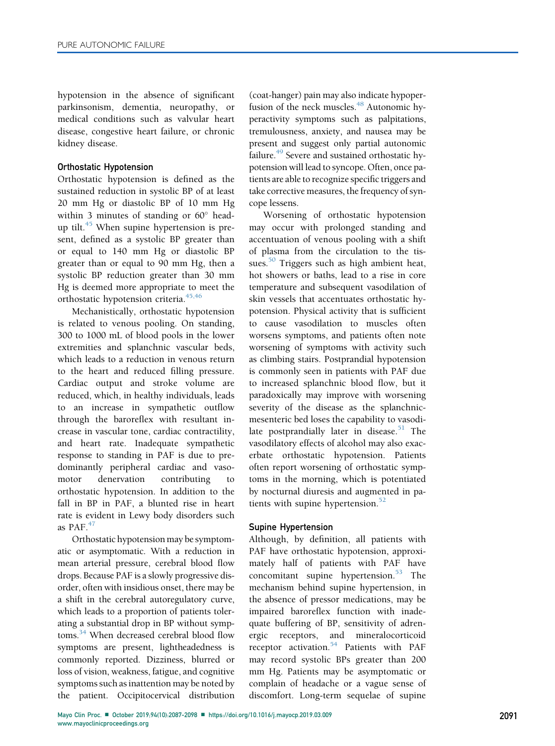hypotension in the absence of significant parkinsonism, dementia, neuropathy, or medical conditions such as valvular heart disease, congestive heart failure, or chronic kidney disease.

### Orthostatic Hypotension

Orthostatic hypotension is defined as the sustained reduction in systolic BP of at least 20 mm Hg or diastolic BP of 10 mm Hg within 3 minutes of standing or 60° head-up tilt.[45] When supine hypertension is present, defined as a systolic BP greater than or equal to 140 mm Hg or diastolic BP greater than or equal to 90 mm Hg, then a systolic BP reduction greater than 30 mm Hg is deemed more appropriate to meet the orthostatic hypotension criteria.[45,46]

Mechanistically, orthostatic hypotension is related to venous pooling. On standing, 300 to 1000 mL of blood pools in the lower extremities and splanchnic vascular beds, which leads to a reduction in venous return to the heart and reduced filling pressure. Cardiac output and stroke volume are reduced, which, in healthy individuals, leads to an increase in sympathetic outflow through the baroreflex with resultant increase in vascular tone, cardiac contractility, and heart rate. Inadequate sympathetic response to standing in PAF is due to predominantly peripheral cardiac and vasomotor denervation contributing to orthostatic hypotension. In addition to the fall in BP in PAF, a blunted rise in heart rate is evident in Lewy body disorders such as PAF.[47]

Orthostatic hypotension may be symptomatic or asymptomatic. With a reduction in mean arterial pressure, cerebral blood flow drops. Because PAF is a slowly progressive disorder, often with insidious onset, there may be a shift in the cerebral autoregulatory curve, which leads to a proportion of patients tolerating a substantial drop in BP without symptoms.[34] When decreased cerebral blood flow symptoms are present, lightheadedness is commonly reported. Dizziness, blurred or loss of vision, weakness, fatigue, and cognitive symptoms such as inattention may be noted by the patient. Occipitocervical distribution (coat-hanger) pain may also indicate hypoperfusion of the neck muscles.[48] Autonomic hyperactivity symptoms such as palpitations, tremulousness, anxiety, and nausea may be present and suggest only partial autonomic failure.[49] Severe and sustained orthostatic hypotension will lead to syncope. Often, once patients are able to recognize specific triggers and take corrective measures, the frequency of syncope lessens.

Worsening of orthostatic hypotension may occur with prolonged standing and accentuation of venous pooling with a shift of plasma from the circulation to the tissues.[50] Triggers such as high ambient heat, hot showers or baths, lead to a rise in core temperature and subsequent vasodilation of skin vessels that accentuates orthostatic hypotension. Physical activity that is sufficient to cause vasodilation to muscles often worsens symptoms, and patients often note worsening of symptoms with activity such as climbing stairs. Postprandial hypotension is commonly seen in patients with PAF due to increased splanchnic blood flow, but it paradoxically may improve with worsening severity of the disease as the splanchnic-mesenteric bed loses the capability to vasodilate postprandially later in disease.[51] The vasodilatory effects of alcohol may also exacerbate orthostatic hypotension. Patients often report worsening of orthostatic symptoms in the morning, which is potentiated by nocturnal diuresis and augmented in patients with supine hypertension.[52]

### Supine Hypertension

Although, by definition, all patients with PAF have orthostatic hypotension, approximately half of patients with PAF have concomitant supine hypertension.[53] The mechanism behind supine hypertension, in the absence of pressor medications, may be impaired baroreflex function with inadequate buffering of BP, sensitivity of adrenergic receptors, and mineralocorticoid receptor activation.[54] Patients with PAF may record systolic BPs greater than 200 mm Hg. Patients may be asymptomatic or complain of headache or a vague sense of discomfort. Long-term sequelae of supine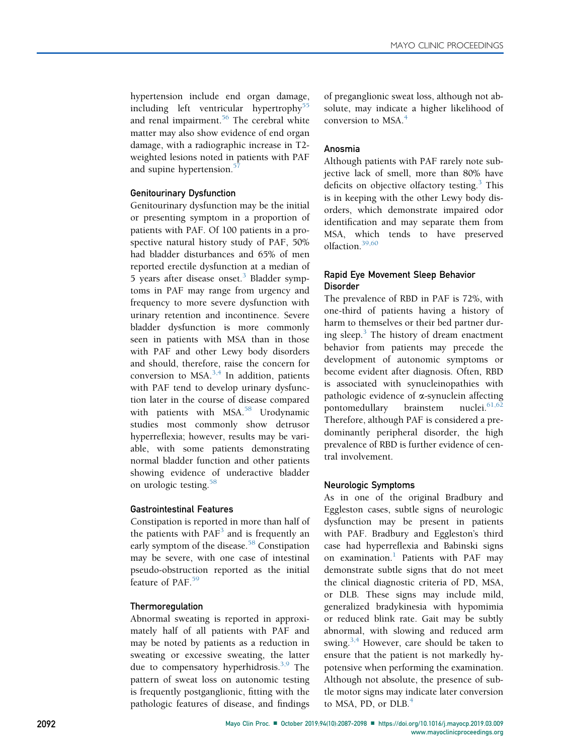hypertension include end organ damage, including left ventricular hypertrophy[55] and renal impairment.[56] The cerebral white matter may also show evidence of end organ damage, with a radiographic increase in T2-weighted lesions noted in patients with PAF and supine hypertension.[57]

### Genitourinary Dysfunction

Genitourinary dysfunction may be the initial or presenting symptom in a proportion of patients with PAF. Of 100 patients in a prospective natural history study of PAF, 50% had bladder disturbances and 65% of men reported erectile dysfunction at a median of 5 years after disease onset.[3] Bladder symptoms in PAF may range from urgency and frequency to more severe dysfunction with urinary retention and incontinence. Severe bladder dysfunction is more commonly seen in patients with MSA than in those with PAF and other Lewy body disorders and should, therefore, raise the concern for conversion to MSA.[3,4] In addition, patients with PAF tend to develop urinary dysfunction later in the course of disease compared with patients with MSA.[58] Urodynamic studies most commonly show detrusor hyperreflexia; however, results may be variable, with some patients demonstrating normal bladder function and other patients showing evidence of underactive bladder on urologic testing.[58]

### Gastrointestinal Features

Constipation is reported in more than half of the patients with PAF[3] and is frequently an early symptom of the disease.[58] Constipation may be severe, with one case of intestinal pseudo-obstruction reported as the initial feature of PAF.[59]

### Thermoregulation

Abnormal sweating is reported in approximately half of all patients with PAF and may be noted by patients as a reduction in sweating or excessive sweating, the latter due to compensatory hyperhidrosis.[3,9] The pattern of sweat loss on autonomic testing is frequently postganglionic, fitting with the pathologic features of disease, and findings of preganglionic sweat loss, although not absolute, may indicate a higher likelihood of conversion to MSA.[4]

### Anosmia

Although patients with PAF rarely note subjective lack of smell, more than 80% have deficits on objective olfactory testing.[3] This is in keeping with the other Lewy body disorders, which demonstrate impaired odor identification and may separate them from MSA, which tends to have preserved olfaction.[39,60]

### Rapid Eye Movement Sleep Behavior Disorder

The prevalence of RBD in PAF is 72%, with one-third of patients having a history of harm to themselves or their bed partner during sleep.[3] The history of dream enactment behavior from patients may precede the development of autonomic symptoms or become evident after diagnosis. Often, RBD is associated with synucleinopathies with pathologic evidence of α-synuclein affecting pontomedullary brainstem nuclei.[61,62] Therefore, although PAF is considered a predominantly peripheral disorder, the high prevalence of RBD is further evidence of central involvement.

### Neurologic Symptoms

As in one of the original Bradbury and Eggleston cases, subtle signs of neurologic dysfunction may be present in patients with PAF. Bradbury and Eggleston's third case had hyperreflexia and Babinski signs on examination.[1] Patients with PAF may demonstrate subtle signs that do not meet the clinical diagnostic criteria of PD, MSA, or DLB. These signs may include mild, generalized bradykinesia with hypomimia or reduced blink rate. Gait may be subtly abnormal, with slowing and reduced arm swing.[3,4] However, care should be taken to ensure that the patient is not markedly hypotensive when performing the examination. Although not absolute, the presence of subtle motor signs may indicate later conversion to MSA, PD, or DLB.[4]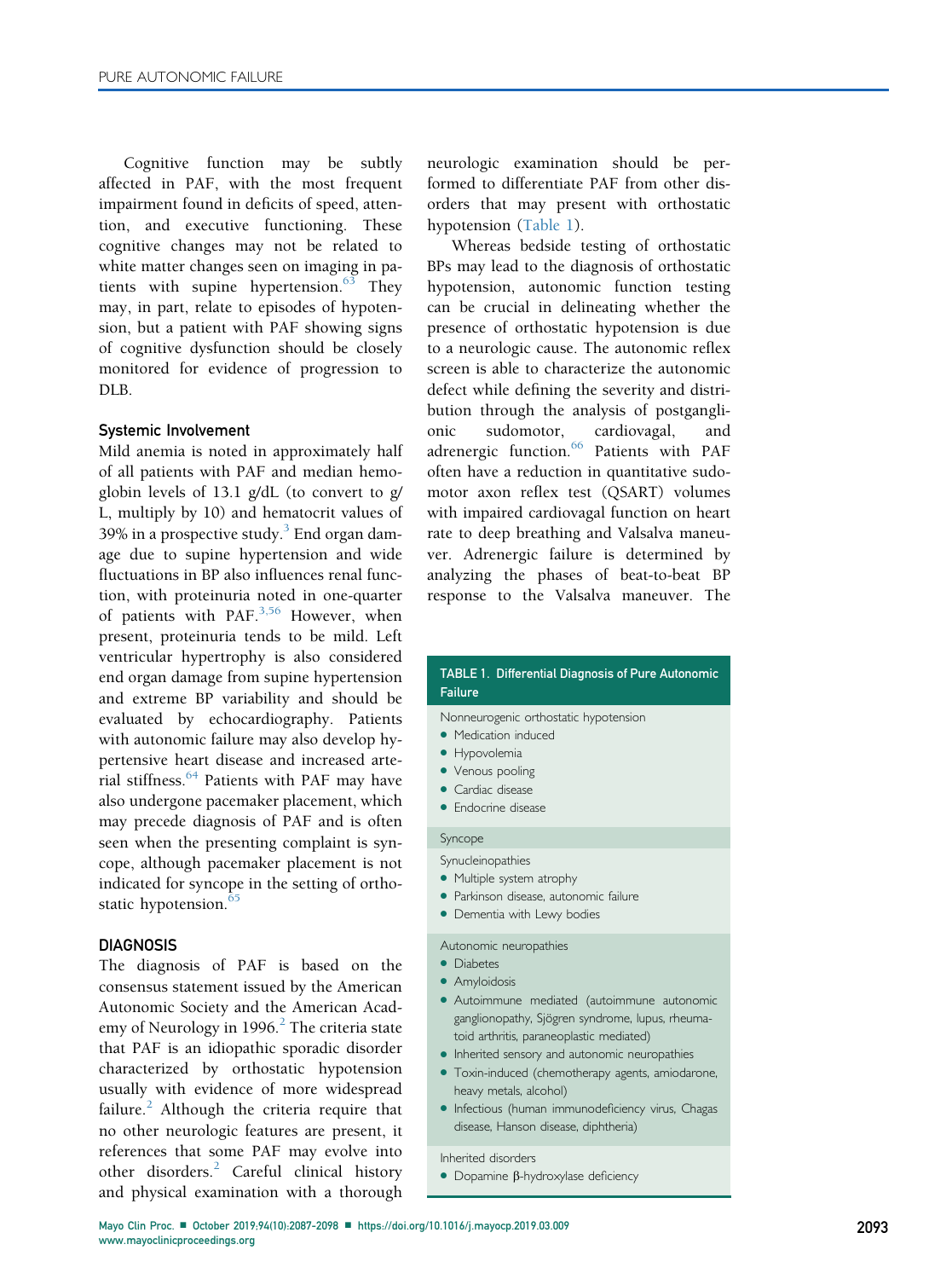Cognitive function may be subtly affected in PAF, with the most frequent impairment found in deficits of speed, attention, and executive functioning. These cognitive changes may not be related to white matter changes seen on imaging in patients with supine hypertension.[63] They may, in part, relate to episodes of hypotension, but a patient with PAF showing signs of cognitive dysfunction should be closely monitored for evidence of progression to DLB.

### Systemic Involvement

Mild anemia is noted in approximately half of all patients with PAF and median hemoglobin levels of 13.1 g/dL (to convert to g/L, multiply by 10) and hematocrit values of 39% in a prospective study.[3] End organ damage due to supine hypertension and wide fluctuations in BP also influences renal function, with proteinuria noted in one-quarter of patients with PAF.[3,56] However, when present, proteinuria tends to be mild. Left ventricular hypertrophy is also considered end organ damage from supine hypertension and extreme BP variability and should be evaluated by echocardiography. Patients with autonomic failure may also develop hypertensive heart disease and increased arterial stiffness.[64] Patients with PAF may have also undergone pacemaker placement, which may precede diagnosis of PAF and is often seen when the presenting complaint is syncope, although pacemaker placement is not indicated for syncope in the setting of orthostatic hypotension.[65]

## DIAGNOSIS

The diagnosis of PAF is based on the consensus statement issued by the American Autonomic Society and the American Academy of Neurology in 1996.[2] The criteria state that PAF is an idiopathic sporadic disorder characterized by orthostatic hypotension usually with evidence of more widespread failure.[2] Although the criteria require that no other neurologic features are present, it references that some PAF may evolve into other disorders.[2] Careful clinical history and physical examination with a thorough neurologic examination should be performed to differentiate PAF from other disorders that may present with orthostatic hypotension (Table 1).

Whereas bedside testing of orthostatic BPs may lead to the diagnosis of orthostatic hypotension, autonomic function testing can be crucial in delineating whether the presence of orthostatic hypotension is due to a neurologic cause. The autonomic reflex screen is able to characterize the autonomic defect while defining the severity and distribution through the analysis of postganglionic sudomotor, cardiovagal, and adrenergic function.[66] Patients with PAF often have a reduction in quantitative sudomotor axon reflex test (QSART) volumes with impaired cardiovagal function on heart rate to deep breathing and Valsalva maneuver. Adrenergic failure is determined by analyzing the phases of beat-to-beat BP response to the Valsalva maneuver. The

**TABLE 1. Differential Diagnosis of Pure Autonomic Failure**

Nonneurogenic orthostatic hypotension
- Medication induced
- Hypovolemia
- Venous pooling
- Cardiac disease
- Endocrine disease

Syncope

Synucleinopathies
- Multiple system atrophy
- Parkinson disease, autonomic failure
- Dementia with Lewy bodies

Autonomic neuropathies
- Diabetes
- Amyloidosis
- Autoimmune mediated (autoimmune autonomic ganglionopathy, Sjögren syndrome, lupus, rheumatoid arthritis, paraneoplastic mediated)
- Inherited sensory and autonomic neuropathies
- Toxin-induced (chemotherapy agents, amiodarone, heavy metals, alcohol)
- Infectious (human immunodeficiency virus, Chagas disease, Hanson disease, diphtheria)

Inherited disorders
- Dopamine β-hydroxylase deficiency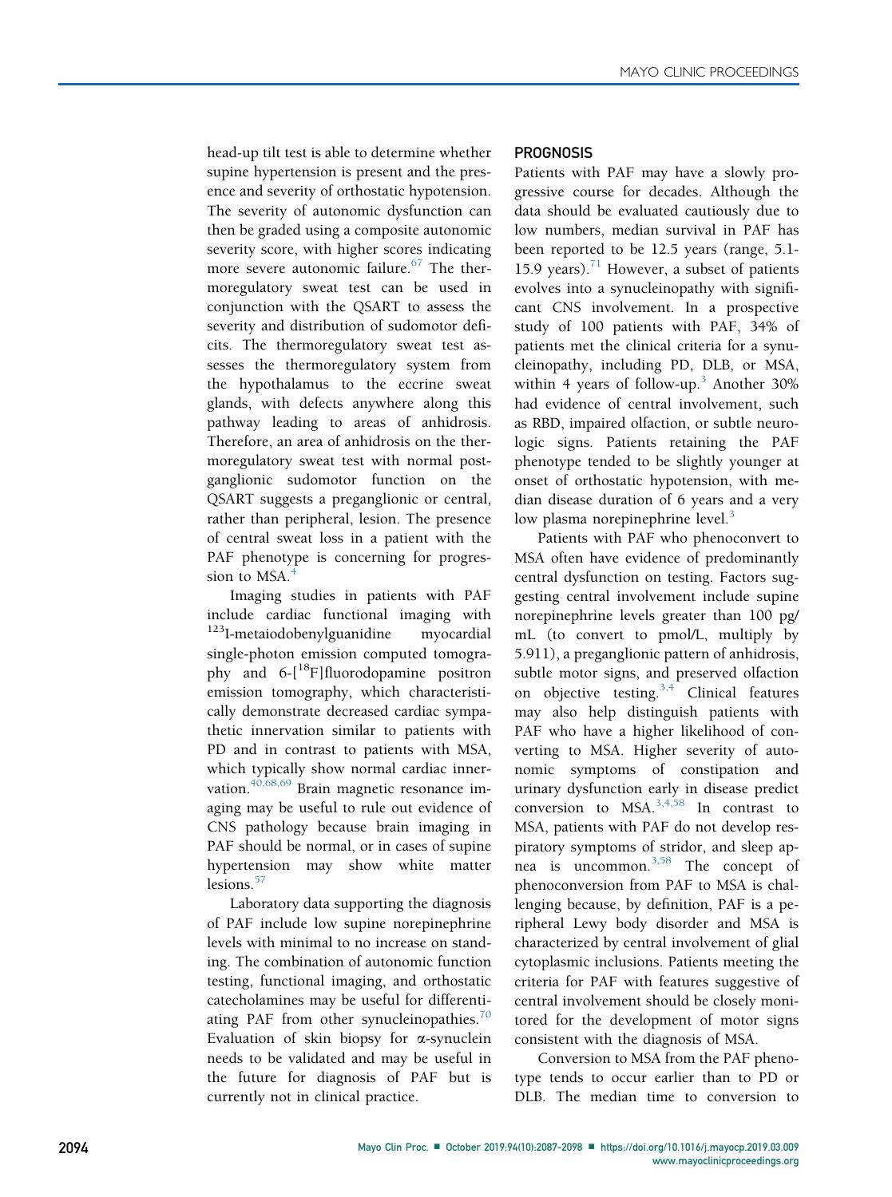head-up tilt test is able to determine whether supine hypertension is present and the presence and severity of orthostatic hypotension. The severity of autonomic dysfunction can then be graded using a composite autonomic severity score, with higher scores indicating more severe autonomic failure.[67] The thermoregulatory sweat test can be used in conjunction with the QSART to assess the severity and distribution of sudomotor deficits. The thermoregulatory sweat test assesses the thermoregulatory system from the hypothalamus to the eccrine sweat glands, with defects anywhere along this pathway leading to areas of anhidrosis. Therefore, an area of anhidrosis on the thermoregulatory sweat test with normal postganglionic sudomotor function on the QSART suggests a preganglionic or central, rather than peripheral, lesion. The presence of central sweat loss in a patient with the PAF phenotype is concerning for progression to MSA.[4]

Imaging studies in patients with PAF include cardiac functional imaging with $^{123}$I-metaiodobenylguanidine myocardial single-photon emission computed tomography and 6-[$^{18}$F]fluorodopamine positron emission tomography, which characteristically demonstrate decreased cardiac sympathetic innervation similar to patients with PD and in contrast to patients with MSA, which typically show normal cardiac innervation.[40,68,69] Brain magnetic resonance imaging may be useful to rule out evidence of CNS pathology because brain imaging in PAF should be normal, or in cases of supine hypertension may show white matter lesions.[57]

Laboratory data supporting the diagnosis of PAF include low supine norepinephrine levels with minimal to no increase on standing. The combination of autonomic function testing, functional imaging, and orthostatic catecholamines may be useful for differentiating PAF from other synucleinopathies.[70] Evaluation of skin biopsy for α-synuclein needs to be validated and may be useful in the future for diagnosis of PAF but is currently not in clinical practice.

## PROGNOSIS

Patients with PAF may have a slowly progressive course for decades. Although the data should be evaluated cautiously due to low numbers, median survival in PAF has been reported to be 12.5 years (range, 5.1-15.9 years).[71] However, a subset of patients evolves into a synucleinopathy with significant CNS involvement. In a prospective study of 100 patients with PAF, 34% of patients met the clinical criteria for a synucleinopathy, including PD, DLB, or MSA, within 4 years of follow-up.[3] Another 30% had evidence of central involvement, such as RBD, impaired olfaction, or subtle neurologic signs. Patients retaining the PAF phenotype tended to be slightly younger at onset of orthostatic hypotension, with median disease duration of 6 years and a very low plasma norepinephrine level.[3]

Patients with PAF who phenoconvert to MSA often have evidence of predominantly central dysfunction on testing. Factors suggesting central involvement include supine norepinephrine levels greater than 100 pg/mL (to convert to pmol/L, multiply by 5.911), a preganglionic pattern of anhidrosis, subtle motor signs, and preserved olfaction on objective testing.[3,4] Clinical features may also help distinguish patients with PAF who have a higher likelihood of converting to MSA. Higher severity of autonomic symptoms of constipation and urinary dysfunction early in disease predict conversion to MSA.[3,4,58] In contrast to MSA, patients with PAF do not develop respiratory symptoms of stridor, and sleep apnea is uncommon.[3,58] The concept of phenoconversion from PAF to MSA is challenging because, by definition, PAF is a peripheral Lewy body disorder and MSA is characterized by central involvement of glial cytoplasmic inclusions. Patients meeting the criteria for PAF with features suggestive of central involvement should be closely monitored for the development of motor signs consistent with the diagnosis of MSA.

Conversion to MSA from the PAF phenotype tends to occur earlier than to PD or DLB. The median time to conversion to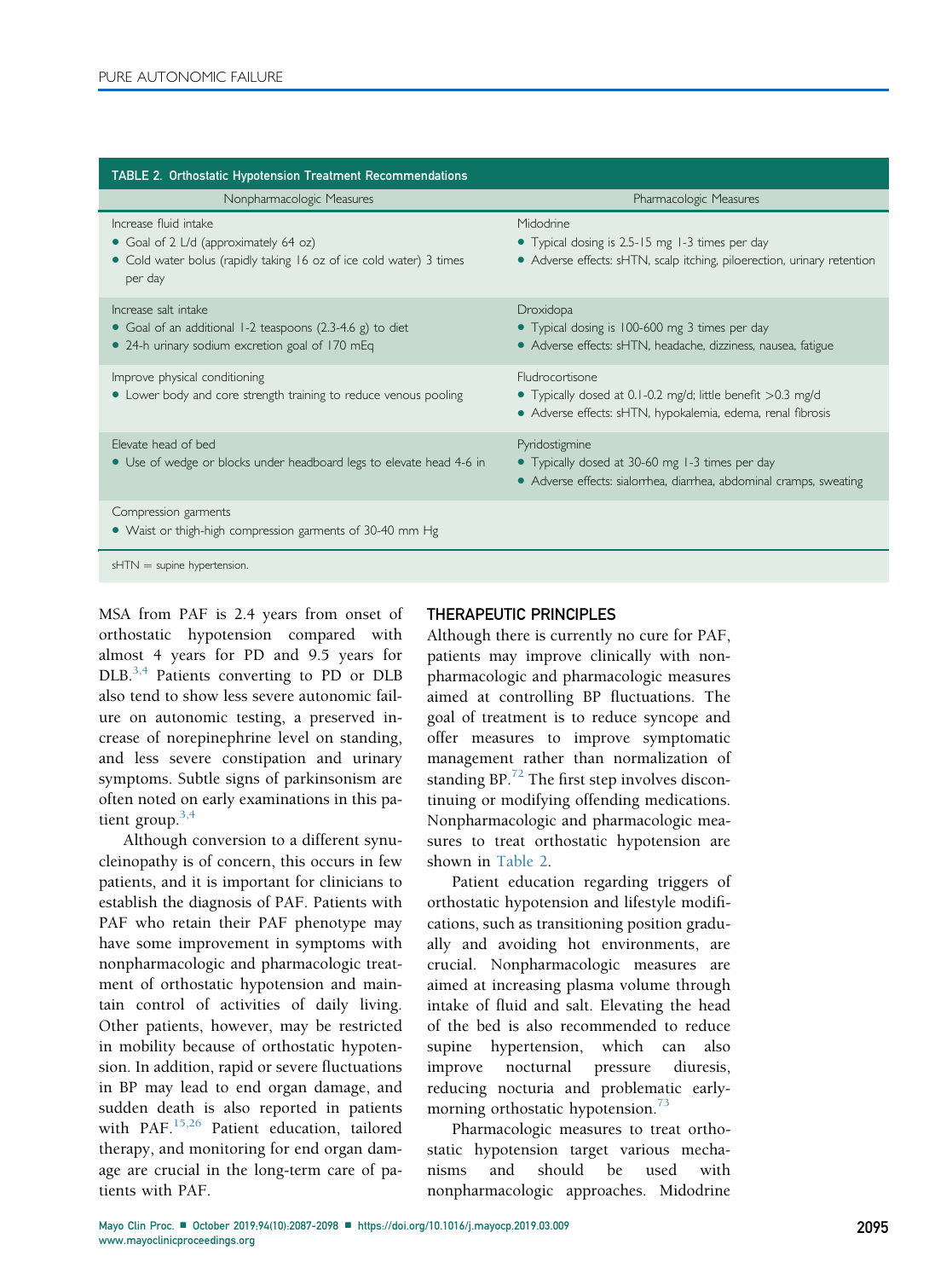**TABLE 2. Orthostatic Hypotension Treatment Recommendations**

| Nonpharmacologic Measures | Pharmacologic Measures |
| --- | --- |
| Increase fluid intake<br>• Goal of 2 L/d (approximately 64 oz)<br>• Cold water bolus (rapidly taking 16 oz of ice cold water) 3 times per day | Midodrine<br>• Typical dosing is 2.5-15 mg 1-3 times per day<br>• Adverse effects: sHTN, scalp itching, piloerection, urinary retention |
| Increase salt intake<br>• Goal of an additional 1-2 teaspoons (2.3-4.6 g) to diet<br>• 24-h urinary sodium excretion goal of 170 mEq | Droxidopa<br>• Typical dosing is 100-600 mg 3 times per day<br>• Adverse effects: sHTN, headache, dizziness, nausea, fatigue |
| Improve physical conditioning<br>• Lower body and core strength training to reduce venous pooling | Fludrocortisone<br>• Typically dosed at 0.1-0.2 mg/d; little benefit >0.3 mg/d<br>• Adverse effects: sHTN, hypokalemia, edema, renal fibrosis |
| Elevate head of bed<br>• Use of wedge or blocks under headboard legs to elevate head 4-6 in | Pyridostigmine<br>• Typically dosed at 30-60 mg 1-3 times per day<br>• Adverse effects: sialorrhea, diarrhea, abdominal cramps, sweating |
| Compression garments<br>• Waist or thigh-high compression garments of 30-40 mm Hg | |

sHTN = supine hypertension.

MSA from PAF is 2.4 years from onset of orthostatic hypotension compared with almost 4 years for PD and 9.5 years for DLB.[3,4] Patients converting to PD or DLB also tend to show less severe autonomic failure on autonomic testing, a preserved increase of norepinephrine level on standing, and less severe constipation and urinary symptoms. Subtle signs of parkinsonism are often noted on early examinations in this patient group.[3,4]

Although conversion to a different synucleinopathy is of concern, this occurs in few patients, and it is important for clinicians to establish the diagnosis of PAF. Patients with PAF who retain their PAF phenotype may have some improvement in symptoms with nonpharmacologic and pharmacologic treatment of orthostatic hypotension and maintain control of activities of daily living. Other patients, however, may be restricted in mobility because of orthostatic hypotension. In addition, rapid or severe fluctuations in BP may lead to end organ damage, and sudden death is also reported in patients with PAF.[15,26] Patient education, tailored therapy, and monitoring for end organ damage are crucial in the long-term care of patients with PAF.

## THERAPEUTIC PRINCIPLES

Although there is currently no cure for PAF, patients may improve clinically with nonpharmacologic and pharmacologic measures aimed at controlling BP fluctuations. The goal of treatment is to reduce syncope and offer measures to improve symptomatic management rather than normalization of standing BP.[72] The first step involves discontinuing or modifying offending medications. Nonpharmacologic and pharmacologic measures to treat orthostatic hypotension are shown in Table 2.

Patient education regarding triggers of orthostatic hypotension and lifestyle modifications, such as transitioning position gradually and avoiding hot environments, are crucial. Nonpharmacologic measures are aimed at increasing plasma volume through intake of fluid and salt. Elevating the head of the bed is also recommended to reduce supine hypertension, which can also improve nocturnal pressure diuresis, reducing nocturia and problematic early-morning orthostatic hypotension.[73]

Pharmacologic measures to treat orthostatic hypotension target various mechanisms and should be used with nonpharmacologic approaches. Midodrine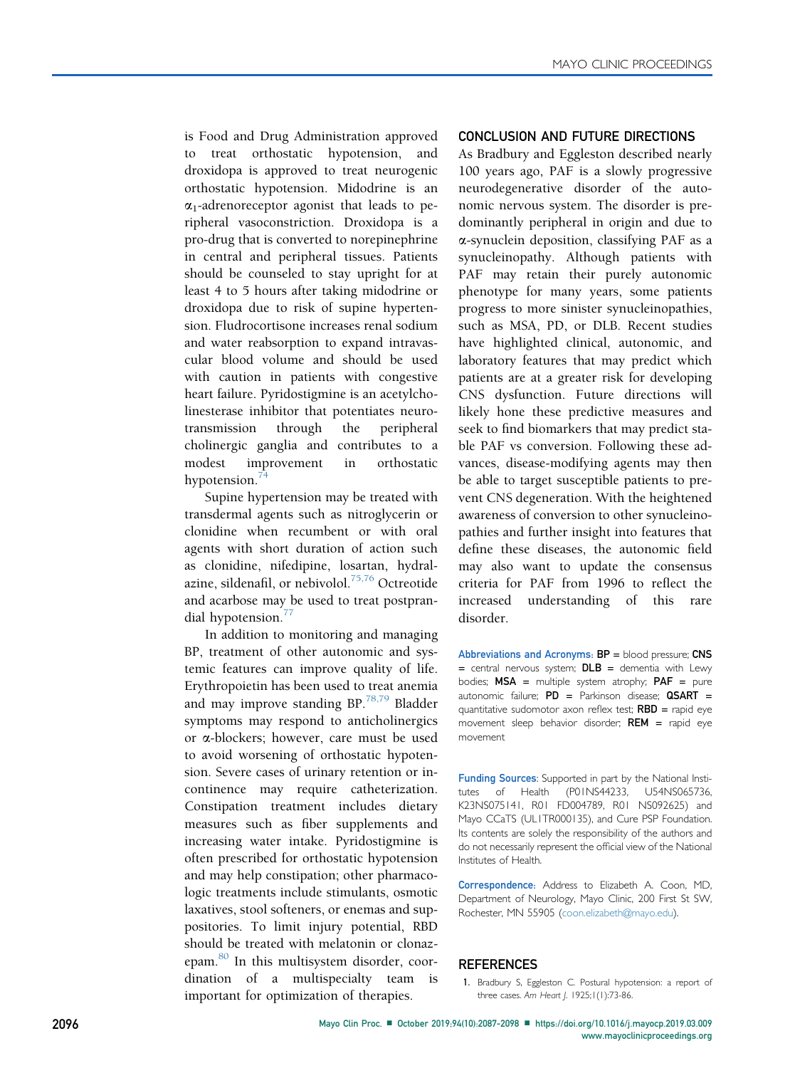is Food and Drug Administration approved to treat orthostatic hypotension, and droxidopa is approved to treat neurogenic orthostatic hypotension. Midodrine is an $\alpha_1$-adrenoreceptor agonist that leads to peripheral vasoconstriction. Droxidopa is a pro-drug that is converted to norepinephrine in central and peripheral tissues. Patients should be counseled to stay upright for at least 4 to 5 hours after taking midodrine or droxidopa due to risk of supine hypertension. Fludrocortisone increases renal sodium and water reabsorption to expand intravascular blood volume and should be used with caution in patients with congestive heart failure. Pyridostigmine is an acetylcholinesterase inhibitor that potentiates neurotransmission through the peripheral cholinergic ganglia and contributes to a modest improvement in orthostatic hypotension.[74]

Supine hypertension may be treated with transdermal agents such as nitroglycerin or clonidine when recumbent or with oral agents with short duration of action such as clonidine, nifedipine, losartan, hydralazine, sildenafil, or nebivolol.[75,76] Octreotide and acarbose may be used to treat postprandial hypotension.[77]

In addition to monitoring and managing BP, treatment of other autonomic and systemic features can improve quality of life. Erythropoietin has been used to treat anemia and may improve standing BP.[78,79] Bladder symptoms may respond to anticholinergics or α-blockers; however, care must be used to avoid worsening of orthostatic hypotension. Severe cases of urinary retention or incontinence may require catheterization. Constipation treatment includes dietary measures such as fiber supplements and increasing water intake. Pyridostigmine is often prescribed for orthostatic hypotension and may help constipation; other pharmacologic treatments include stimulants, osmotic laxatives, stool softeners, or enemas and suppositories. To limit injury potential, RBD should be treated with melatonin or clonazepam.[80] In this multisystem disorder, coordination of a multispecialty team is important for optimization of therapies.

## CONCLUSION AND FUTURE DIRECTIONS

As Bradbury and Eggleston described nearly 100 years ago, PAF is a slowly progressive neurodegenerative disorder of the autonomic nervous system. The disorder is predominantly peripheral in origin and due to α-synuclein deposition, classifying PAF as a synucleinopathy. Although patients with PAF may retain their purely autonomic phenotype for many years, some patients progress to more sinister synucleinopathies, such as MSA, PD, or DLB. Recent studies have highlighted clinical, autonomic, and laboratory features that may predict which patients are at a greater risk for developing CNS dysfunction. Future directions will likely hone these predictive measures and seek to find biomarkers that may predict stable PAF vs conversion. Following these advances, disease-modifying agents may then be able to target susceptible patients to prevent CNS degeneration. With the heightened awareness of conversion to other synucleinopathies and further insight into features that define these diseases, the autonomic field may also want to update the consensus criteria for PAF from 1996 to reflect the increased understanding of this rare disorder.

**Abbreviations and Acronyms:** **BP** = blood pressure; **CNS** = central nervous system; **DLB** = dementia with Lewy bodies; **MSA** = multiple system atrophy; **PAF** = pure autonomic failure; **PD** = Parkinson disease; **QSART** = quantitative sudomotor axon reflex test; **RBD** = rapid eye movement sleep behavior disorder; **REM** = rapid eye movement

**Funding Sources:** Supported in part by the National Institutes of Health (P01NS44233, U54NS065736, K23NS075141, R01 FD004789, R01 NS092625) and Mayo CCaTS (UL1TR000135), and Cure PSP Foundation. Its contents are solely the responsibility of the authors and do not necessarily represent the official view of the National Institutes of Health.

**Correspondence:** Address to Elizabeth A. Coon, MD, Department of Neurology, Mayo Clinic, 200 First St SW, Rochester, MN 55905 (coon.elizabeth@mayo.edu).

## REFERENCES

1. Bradbury S, Eggleston C. Postural hypotension: a report of three cases. *Am Heart J.* 1925;1(1):73-86.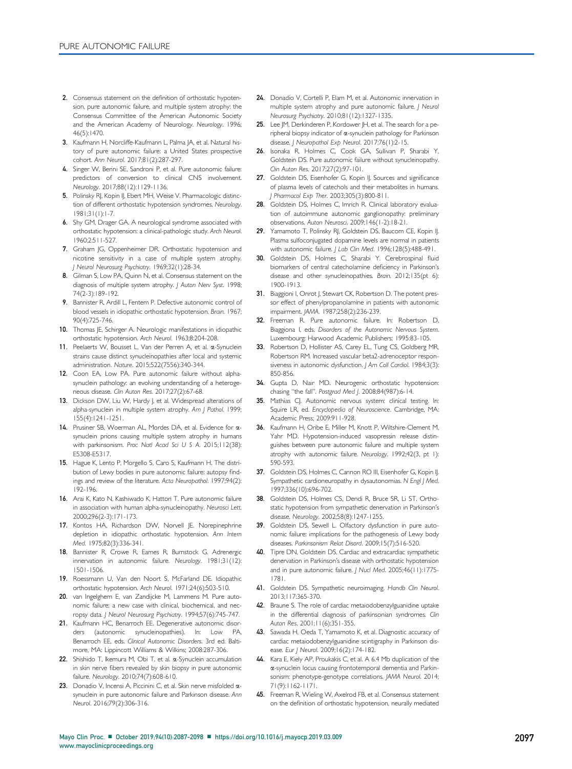2. Consensus statement on the definition of orthostatic hypotension, pure autonomic failure, and multiple system atrophy: the Consensus Committee of the American Autonomic Society and the American Academy of Neurology. *Neurology*. 1996; 46(5):1470.
3. Kaufmann H, Norcliffe-Kaufmann L, Palma JA, et al. Natural history of pure autonomic failure: a United States prospective cohort. *Ann Neurol*. 2017;81(2):287-297.
4. Singer W, Berini SE, Sandroni P, et al. Pure autonomic failure: predictors of conversion to clinical CNS involvement. *Neurology*. 2017;88(12):1129-1136.
5. Polinsky RJ, Kopin IJ, Ebert MH, Weise V. Pharmacologic distinction of different orthostatic hypotension syndromes. *Neurology*. 1981;31(1):1-7.
6. Shy GM, Drager GA. A neurological syndrome associated with orthostatic hypotension: a clinical-pathologic study. *Arch Neurol*. 1960;2:511-527.
7. Graham JG, Oppenheimer DR. Orthostatic hypotension and nicotine sensitivity in a case of multiple system atrophy. *J Neurol Neurosurg Psychiatry*. 1969;32(1):28-34.
8. Gilman S, Low PA, Quinn N, et al. Consensus statement on the diagnosis of multiple system atrophy. *J Auton Nerv Syst*. 1998; 74(2-3):189-192.
9. Bannister R, Ardill L, Fentem P. Defective autonomic control of blood vessels in idiopathic orthostatic hypotension. *Brain*. 1967; 90(4):725-746.
10. Thomas JE, Schirger A. Neurologic manifestations in idiopathic orthostatic hypotension. *Arch Neurol*. 1963;8:204-208.
11. Peelaerts W, Bousset L, Van der Perren A, et al. α-Synuclein strains cause distinct synucleinopathies after local and systemic administration. *Nature*. 2015;522(7556):340-344.
12. Coon EA, Low PA. Pure autonomic failure without alpha-synuclein pathology: an evolving understanding of a heterogeneous disease. *Clin Auton Res*. 2017;27(2):67-68.
13. Dickson DW, Liu W, Hardy J, et al. Widespread alterations of alpha-synuclein in multiple system atrophy. *Am J Pathol*. 1999; 155(4):1241-1251.
14. Prusiner SB, Woerman AL, Mordes DA, et al. Evidence for α-synuclein prions causing multiple system atrophy in humans with parkinsonism. *Proc Natl Acad Sci U S A*. 2015;112(38): E5308-E5317.
15. Hague K, Lento P, Morgello S, Caro S, Kaufmann H. The distribution of Lewy bodies in pure autonomic failure: autopsy findings and review of the literature. *Acta Neuropathol*. 1997;94(2): 192-196.
16. Arai K, Kato N, Kashiwado K, Hattori T. Pure autonomic failure in association with human alpha-synucleinopathy. *Neurosci Lett*. 2000;296(2-3):171-173.
17. Kontos HA, Richardson DW, Norvell JE. Norepinephrine depletion in idiopathic orthostatic hypotension. *Ann Intern Med*. 1975;82(3):336-341.
18. Bannister R, Crowe R, Eames R, Burnstock G. Adrenergic innervation in autonomic failure. *Neurology*. 1981;31(12): 1501-1506.
19. Roessmann U, Van den Noort S, McFarland DE. Idiopathic orthostatic hypotension. *Arch Neurol*. 1971;24(6):503-510.
20. van Ingelghem E, van Zandijcke M, Lammens M. Pure autonomic failure: a new case with clinical, biochemical, and necropsy data. *J Neurol Neurosurg Psychiatry*. 1994;57(6):745-747.
21. Kaufmann HC, Benarroch EE. Degenerative autonomic disorders (autonomic synucleinopathies). In: Low PA, Benarroch EE, eds. *Clinical Autonomic Disorders*. 3rd ed. Baltimore, MA: Lippincott Williams & Wilkins; 2008:287-306.
22. Shishido T, Ikemura M, Obi T, et al. α-Synuclein accumulation in skin nerve fibers revealed by skin biopsy in pure autonomic failure. *Neurology*. 2010;74(7):608-610.
23. Donadio V, Incensi A, Piccinini C, et al. Skin nerve misfolded α-synuclein in pure autonomic failure and Parkinson disease. *Ann Neurol*. 2016;79(2):306-316.
24. Donadio V, Cortelli P, Elam M, et al. Autonomic innervation in multiple system atrophy and pure autonomic failure. *J Neurol Neurosurg Psychiatry*. 2010;81(12):1327-1335.
25. Lee JM, Derkinderen P, Kordower JH, et al. The search for a peripheral biopsy indicator of α-synuclein pathology for Parkinson disease. *J Neuropathol Exp Neurol*. 2017;76(1):2-15.
26. Isonaka R, Holmes C, Cook GA, Sullivan P, Sharabi Y, Goldstein DS. Pure autonomic failure without synucleinopathy. *Clin Auton Res*. 2017;27(2):97-101.
27. Goldstein DS, Eisenhofer G, Kopin IJ. Sources and significance of plasma levels of catechols and their metabolites in humans. *J Pharmacol Exp Ther*. 2003;305(3):800-811.
28. Goldstein DS, Holmes C, Imrich R. Clinical laboratory evaluation of autoimmune autonomic ganglionopathy: preliminary observations. *Auton Neurosci*. 2009;146(1-2):18-21.
29. Yamamoto T, Polinsky RJ, Goldstein DS, Baucom CE, Kopin IJ. Plasma sulfoconjugated dopamine levels are normal in patients with autonomic failure. *J Lab Clin Med*. 1996;128(5):488-491.
30. Goldstein DS, Holmes C, Sharabi Y. Cerebrospinal fluid biomarkers of central catecholamine deficiency in Parkinson's disease and other synucleinopathies. *Brain*. 2012;135(pt 6): 1900-1913.
31. Biaggioni I, Onrot J, Stewart CK, Robertson D. The potent pressor effect of phenylpropanolamine in patients with autonomic impairment. *JAMA*. 1987;258(2):236-239.
32. Freeman R. Pure autonomic failure. In: Robertson D, Biaggiona I, eds. *Disorders of the Autonomic Nervous System*. Luxembourg: Harwood Academic Publishers; 1995:83-105.
33. Robertson D, Hollister AS, Carey EL, Tung CS, Goldberg MR, Robertson RM. Increased vascular beta2-adrenoceptor responsiveness in autonomic dysfunction. *J Am Coll Cardiol*. 1984;3(3): 850-856.
34. Gupta D, Nair MD. Neurogenic orthostatic hypotension: chasing "the fall". *Postgrad Med J*. 2008;84(987):6-14.
35. Mathias CJ. Autonomic nervous system: clinical testing. In: Squire LR, ed. *Encyclopedia of Neuroscience*. Cambridge, MA: Academic Press; 2009:911-928.
36. Kaufmann H, Oribe E, Miller M, Knott P, Wiltshire-Clement M, Yahr MD. Hypotension-induced vasopressin release distinguishes between pure autonomic failure and multiple system atrophy with autonomic failure. *Neurology*. 1992;42(3, pt 1): 590-593.
37. Goldstein DS, Holmes C, Cannon RO III, Eisenhofer G, Kopin IJ. Sympathetic cardioneuropathy in dysautonomias. *N Engl J Med*. 1997;336(10):696-702.
38. Goldstein DS, Holmes CS, Dendi R, Bruce SR, Li ST. Orthostatic hypotension from sympathetic denervation in Parkinson's disease. *Neurology*. 2002;58(8):1247-1255.
39. Goldstein DS, Sewell L. Olfactory dysfunction in pure autonomic failure: implications for the pathogenesis of Lewy body diseases. *Parkinsonism Relat Disord*. 2009;15(7):516-520.
40. Tipre DN, Goldstein DS. Cardiac and extracardiac sympathetic denervation in Parkinson's disease with orthostatic hypotension and in pure autonomic failure. *J Nucl Med*. 2005;46(11):1775-1781.
41. Goldstein DS. Sympathetic neuroimaging. *Handb Clin Neurol*. 2013;117:365-370.
42. Braune S. The role of cardiac metaiodobenzylguanidine uptake in the differential diagnosis of parkinsonian syndromes. *Clin Auton Res*. 2001;11(6):351-355.
43. Sawada H, Oeda T, Yamamoto K, et al. Diagnostic accuracy of cardiac metaiodobenzylguanidine scintigraphy in Parkinson disease. *Eur J Neurol*. 2009;16(2):174-182.
44. Kara E, Kiely AP, Proukakis C, et al. A 6.4 Mb duplication of the α-synuclein locus causing frontotemporal dementia and Parkinsonism: phenotype-genotype correlations. *JAMA Neurol*. 2014; 71(9):1162-1171.
45. Freeman R, Wieling W, Axelrod FB, et al. Consensus statement on the definition of orthostatic hypotension, neurally mediated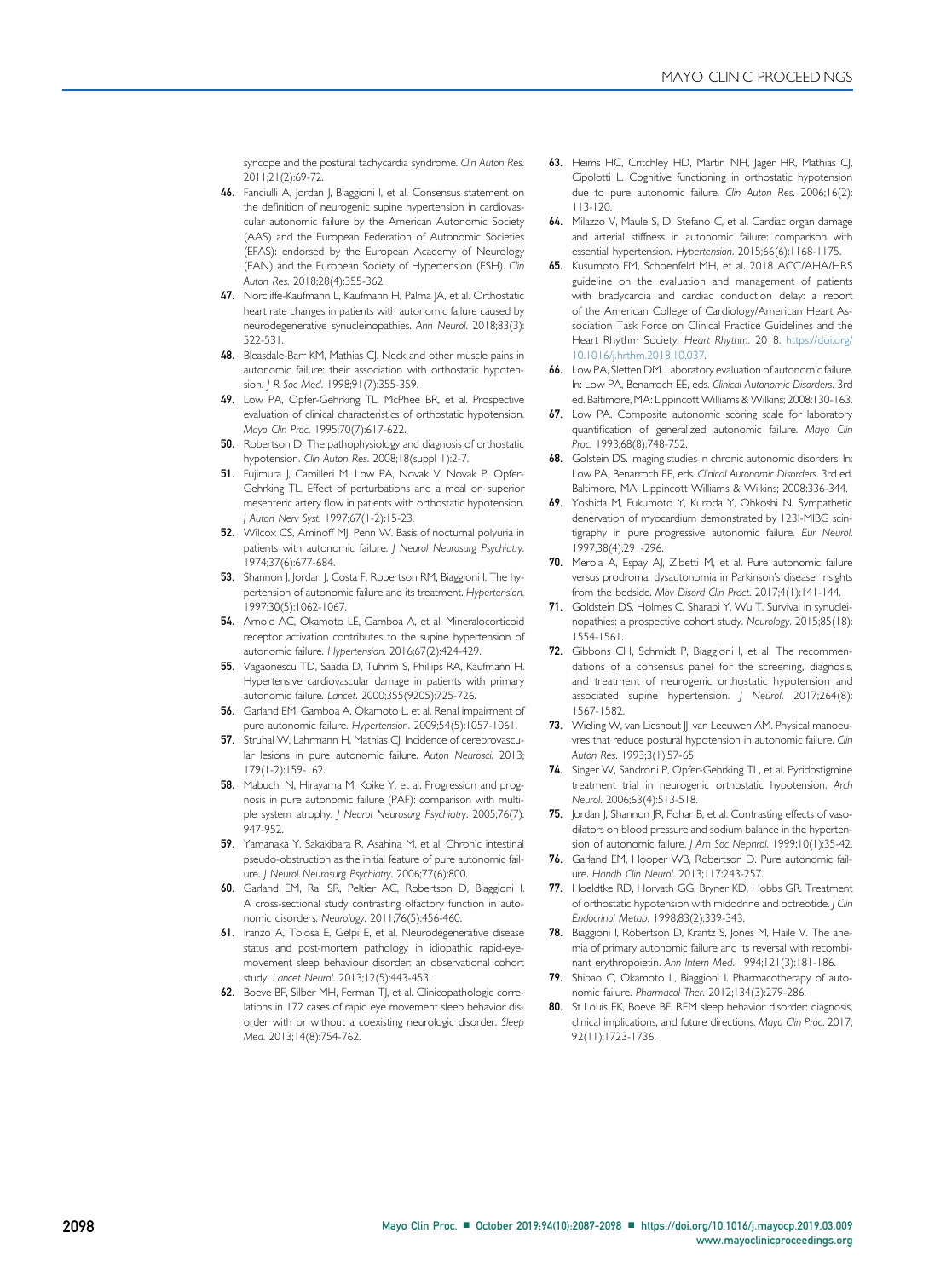syncope and the postural tachycardia syndrome. *Clin Auton Res.* 2011;21(2):69-72.

46. Fanciulli A, Jordan J, Biaggioni I, et al. Consensus statement on the definition of neurogenic supine hypertension in cardiovascular autonomic failure by the American Autonomic Society (AAS) and the European Federation of Autonomic Societies (EFAS): endorsed by the European Academy of Neurology (EAN) and the European Society of Hypertension (ESH). *Clin Auton Res.* 2018;28(4):355-362.
47. Norcliffe-Kaufmann L, Kaufmann H, Palma JA, et al. Orthostatic heart rate changes in patients with autonomic failure caused by neurodegenerative synucleinopathies. *Ann Neurol.* 2018;83(3): 522-531.
48. Bleasdale-Barr KM, Mathias CJ. Neck and other muscle pains in autonomic failure: their association with orthostatic hypotension. *J R Soc Med.* 1998;91(7):355-359.
49. Low PA, Opfer-Gehrking TL, McPhee BR, et al. Prospective evaluation of clinical characteristics of orthostatic hypotension. *Mayo Clin Proc.* 1995;70(7):617-622.
50. Robertson D. The pathophysiology and diagnosis of orthostatic hypotension. *Clin Auton Res.* 2008;18(suppl 1):2-7.
51. Fujimura J, Camilleri M, Low PA, Novak V, Novak P, Opfer-Gehrking TL. Effect of perturbations and a meal on superior mesenteric artery flow in patients with orthostatic hypotension. *J Auton Nerv Syst.* 1997;67(1-2):15-23.
52. Wilcox CS, Aminoff MJ, Penn W. Basis of nocturnal polyuria in patients with autonomic failure. *J Neurol Neurosurg Psychiatry.* 1974;37(6):677-684.
53. Shannon J, Jordan J, Costa F, Robertson RM, Biaggioni I. The hypertension of autonomic failure and its treatment. *Hypertension.* 1997;30(5):1062-1067.
54. Arnold AC, Okamoto LE, Gamboa A, et al. Mineralocorticoid receptor activation contributes to the supine hypertension of autonomic failure. *Hypertension.* 2016;67(2):424-429.
55. Vagaonescu TD, Saadia D, Tuhrim S, Phillips RA, Kaufmann H. Hypertensive cardiovascular damage in patients with primary autonomic failure. *Lancet.* 2000;355(9205):725-726.
56. Garland EM, Gamboa A, Okamoto L, et al. Renal impairment of pure autonomic failure. *Hypertension.* 2009;54(5):1057-1061.
57. Struhal W, Lahrmann H, Mathias CJ. Incidence of cerebrovascular lesions in pure autonomic failure. *Auton Neurosci.* 2013; 179(1-2):159-162.
58. Mabuchi N, Hirayama M, Koike Y, et al. Progression and prognosis in pure autonomic failure (PAF): comparison with multiple system atrophy. *J Neurol Neurosurg Psychiatry.* 2005;76(7): 947-952.
59. Yamanaka Y, Sakakibara R, Asahina M, et al. Chronic intestinal pseudo-obstruction as the initial feature of pure autonomic failure. *J Neurol Neurosurg Psychiatry.* 2006;77(6):800.
60. Garland EM, Raj SR, Peltier AC, Robertson D, Biaggioni I. A cross-sectional study contrasting olfactory function in autonomic disorders. *Neurology.* 2011;76(5):456-460.
61. Iranzo A, Tolosa E, Gelpi E, et al. Neurodegenerative disease status and post-mortem pathology in idiopathic rapid-eye-movement sleep behaviour disorder: an observational cohort study. *Lancet Neurol.* 2013;12(5):443-453.
62. Boeve BF, Silber MH, Ferman TJ, et al. Clinicopathologic correlations in 172 cases of rapid eye movement sleep behavior disorder with or without a coexisting neurologic disorder. *Sleep Med.* 2013;14(8):754-762.
63. Heims HC, Critchley HD, Martin NH, Jager HR, Mathias CJ, Cipolotti L. Cognitive functioning in orthostatic hypotension due to pure autonomic failure. *Clin Auton Res.* 2006;16(2): 113-120.
64. Milazzo V, Maule S, Di Stefano C, et al. Cardiac organ damage and arterial stiffness in autonomic failure: comparison with essential hypertension. *Hypertension.* 2015;66(6):1168-1175.
65. Kusumoto FM, Schoenfeld MH, et al. 2018 ACC/AHA/HRS guideline on the evaluation and management of patients with bradycardia and cardiac conduction delay: a report of the American College of Cardiology/American Heart Association Task Force on Clinical Practice Guidelines and the Heart Rhythm Society. *Heart Rhythm.* 2018. https://doi.org/10.1016/j.hrthm.2018.10.037.
66. Low PA, Sletten DM. Laboratory evaluation of autonomic failure. In: Low PA, Benarroch EE, eds. *Clinical Autonomic Disorders*. 3rd ed. Baltimore, MA: Lippincott Williams & Wilkins; 2008:130-163.
67. Low PA. Composite autonomic scoring scale for laboratory quantification of generalized autonomic failure. *Mayo Clin Proc.* 1993;68(8):748-752.
68. Golstein DS. Imaging studies in chronic autonomic disorders. In: Low PA, Benarroch EE, eds. *Clinical Autonomic Disorders*. 3rd ed. Baltimore, MA: Lippincott Williams & Wilkins; 2008:336-344.
69. Yoshida M, Fukumoto Y, Kuroda Y, Ohkoshi N. Sympathetic denervation of myocardium demonstrated by 123I-MIBG scintigraphy in pure progressive autonomic failure. *Eur Neurol.* 1997;38(4):291-296.
70. Merola A, Espay AJ, Zibetti M, et al. Pure autonomic failure versus prodromal dysautonomia in Parkinson's disease: insights from the bedside. *Mov Disord Clin Pract.* 2017;4(1):141-144.
71. Goldstein DS, Holmes C, Sharabi Y, Wu T. Survival in synucleinopathies: a prospective cohort study. *Neurology.* 2015;85(18): 1554-1561.
72. Gibbons CH, Schmidt P, Biaggioni I, et al. The recommendations of a consensus panel for the screening, diagnosis, and treatment of neurogenic orthostatic hypotension and associated supine hypertension. *J Neurol.* 2017;264(8): 1567-1582.
73. Wieling W, van Lieshout JJ, van Leeuwen AM. Physical manoeuvres that reduce postural hypotension in autonomic failure. *Clin Auton Res.* 1993;3(1):57-65.
74. Singer W, Sandroni P, Opfer-Gehrking TL, et al. Pyridostigmine treatment trial in neurogenic orthostatic hypotension. *Arch Neurol.* 2006;63(4):513-518.
75. Jordan J, Shannon JR, Pohar B, et al. Contrasting effects of vasodilators on blood pressure and sodium balance in the hypertension of autonomic failure. *J Am Soc Nephrol.* 1999;10(1):35-42.
76. Garland EM, Hooper WB, Robertson D. Pure autonomic failure. *Handb Clin Neurol.* 2013;117:243-257.
77. Hoeldtke RD, Horvath GG, Bryner KD, Hobbs GR. Treatment of orthostatic hypotension with midodrine and octreotide. *J Clin Endocrinol Metab.* 1998;83(2):339-343.
78. Biaggioni I, Robertson D, Krantz S, Jones M, Haile V. The anemia of primary autonomic failure and its reversal with recombinant erythropoietin. *Ann Intern Med.* 1994;121(3):181-186.
79. Shibao C, Okamoto L, Biaggioni I. Pharmacotherapy of autonomic failure. *Pharmacol Ther.* 2012;134(3):279-286.
80. St Louis EK, Boeve BF. REM sleep behavior disorder: diagnosis, clinical implications, and future directions. *Mayo Clin Proc.* 2017; 92(11):1723-1736.